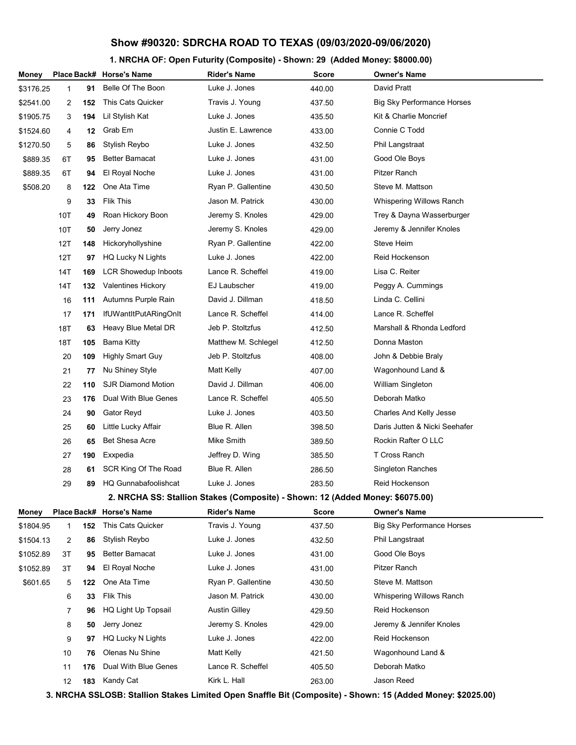# Show #90320: SDRCHA ROAD TO TEXAS (09/03/2020-09/06/2020)

## 1. NRCHA OF: Open Futurity (Composite) - Shown: 29 (Added Money: $8000.00)

| Money | Place | Back# | Horse's Name | Rider's Name | Score | Owner's Name |
|---|---|---|---|---|---|---|
| $3176.25 | 1 | 91 | Belle Of The Boon | Luke J. Jones | 440.00 | David Pratt |
| $2541.00 | 2 | 152 | This Cats Quicker | Travis J. Young | 437.50 | Big Sky Performance Horses |
| $1905.75 | 3 | 194 | Lil Stylish Kat | Luke J. Jones | 435.50 | Kit & Charlie Moncrief |
| $1524.60 | 4 | 12 | Grab Em | Justin E. Lawrence | 433.00 | Connie C Todd |
| $1270.50 | 5 | 86 | Stylish Reybo | Luke J. Jones | 432.50 | Phil Langstraat |
| $889.35 | 6T | 95 | Better Bamacat | Luke J. Jones | 431.00 | Good Ole Boys |
| $889.35 | 6T | 94 | El Royal Noche | Luke J. Jones | 431.00 | Pitzer Ranch |
| $508.20 | 8 | 122 | One Ata Time | Ryan P. Gallentine | 430.50 | Steve M. Mattson |
| | 9 | 33 | Flik This | Jason M. Patrick | 430.00 | Whispering Willows Ranch |
| | 10T | 49 | Roan Hickory Boon | Jeremy S. Knoles | 429.00 | Trey & Dayna Wasserburger |
| | 10T | 50 | Jerry Jonez | Jeremy S. Knoles | 429.00 | Jeremy & Jennifer Knoles |
| | 12T | 148 | Hickoryhollyshine | Ryan P. Gallentine | 422.00 | Steve Heim |
| | 12T | 97 | HQ Lucky N Lights | Luke J. Jones | 422.00 | Reid Hockenson |
| | 14T | 169 | LCR Showedup Inboots | Lance R. Scheffel | 419.00 | Lisa C. Reiter |
| | 14T | 132 | Valentines Hickory | EJ Laubscher | 419.00 | Peggy A. Cummings |
| | 16 | 111 | Autumns Purple Rain | David J. Dillman | 418.50 | Linda C. Cellini |
| | 17 | 171 | IfUWantItPutARingOnIt | Lance R. Scheffel | 414.00 | Lance R. Scheffel |
| | 18T | 63 | Heavy Blue Metal DR | Jeb P. Stoltzfus | 412.50 | Marshall & Rhonda Ledford |
| | 18T | 105 | Bama Kitty | Matthew M. Schlegel | 412.50 | Donna Maston |
| | 20 | 109 | Highly Smart Guy | Jeb P. Stoltzfus | 408.00 | John & Debbie Braly |
| | 21 | 77 | Nu Shiney Style | Matt Kelly | 407.00 | Wagonhound Land & |
| | 22 | 110 | SJR Diamond Motion | David J. Dillman | 406.00 | William Singleton |
| | 23 | 176 | Dual With Blue Genes | Lance R. Scheffel | 405.50 | Deborah Matko |
| | 24 | 90 | Gator Reyd | Luke J. Jones | 403.50 | Charles And Kelly Jesse |
| | 25 | 60 | Little Lucky Affair | Blue R. Allen | 398.50 | Daris Jutten & Nicki Seehafer |
| | 26 | 65 | Bet Shesa Acre | Mike Smith | 389.50 | Rockin Rafter O LLC |
| | 27 | 190 | Exxpedia | Jeffrey D. Wing | 385.50 | T Cross Ranch |
| | 28 | 61 | SCR King Of The Road | Blue R. Allen | 286.50 | Singleton Ranches |
| | 29 | 89 | HQ Gunnabafoolishcat | Luke J. Jones | 283.50 | Reid Hockenson |

## 2. NRCHA SS: Stallion Stakes (Composite) - Shown: 12 (Added Money: $6075.00)

| Money | Place | Back# | Horse's Name | Rider's Name | Score | Owner's Name |
|---|---|---|---|---|---|---|
| $1804.95 | 1 | 152 | This Cats Quicker | Travis J. Young | 437.50 | Big Sky Performance Horses |
| $1504.13 | 2 | 86 | Stylish Reybo | Luke J. Jones | 432.50 | Phil Langstraat |
| $1052.89 | 3T | 95 | Better Bamacat | Luke J. Jones | 431.00 | Good Ole Boys |
| $1052.89 | 3T | 94 | El Royal Noche | Luke J. Jones | 431.00 | Pitzer Ranch |
| $601.65 | 5 | 122 | One Ata Time | Ryan P. Gallentine | 430.50 | Steve M. Mattson |
| | 6 | 33 | Flik This | Jason M. Patrick | 430.00 | Whispering Willows Ranch |
| | 7 | 96 | HQ Light Up Topsail | Austin Gilley | 429.50 | Reid Hockenson |
| | 8 | 50 | Jerry Jonez | Jeremy S. Knoles | 429.00 | Jeremy & Jennifer Knoles |
| | 9 | 97 | HQ Lucky N Lights | Luke J. Jones | 422.00 | Reid Hockenson |
| | 10 | 76 | Olenas Nu Shine | Matt Kelly | 421.50 | Wagonhound Land & |
| | 11 | 176 | Dual With Blue Genes | Lance R. Scheffel | 405.50 | Deborah Matko |
| | 12 | 183 | Kandy Cat | Kirk L. Hall | 263.00 | Jason Reed |

## 3. NRCHA SSLOSB: Stallion Stakes Limited Open Snaffle Bit (Composite) - Shown: 15 (Added Money: $2025.00)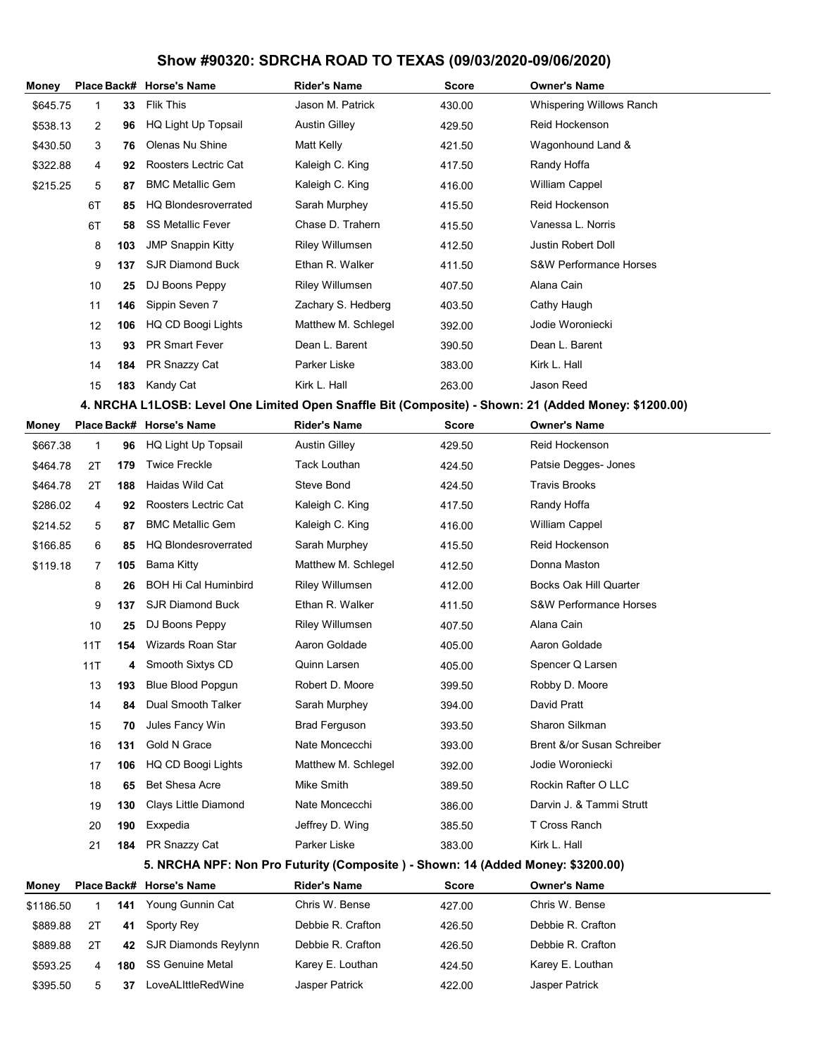# Show #90320: SDRCHA ROAD TO TEXAS (09/03/2020-09/06/2020)

| Money | Place | Back# | Horse's Name | Rider's Name | Score | Owner's Name |
|---|---|---|---|---|---|---|
| $645.75 | 1 | 33 | Flik This | Jason M. Patrick | 430.00 | Whispering Willows Ranch |
| $538.13 | 2 | 96 | HQ Light Up Topsail | Austin Gilley | 429.50 | Reid Hockenson |
| $430.50 | 3 | 76 | Olenas Nu Shine | Matt Kelly | 421.50 | Wagonhound Land & |
| $322.88 | 4 | 92 | Roosters Lectric Cat | Kaleigh C. King | 417.50 | Randy Hoffa |
| $215.25 | 5 | 87 | BMC Metallic Gem | Kaleigh C. King | 416.00 | William Cappel |
| | 6T | 85 | HQ Blondesroverrated | Sarah Murphey | 415.50 | Reid Hockenson |
| | 6T | 58 | SS Metallic Fever | Chase D. Trahern | 415.50 | Vanessa L. Norris |
| | 8 | 103 | JMP Snappin Kitty | Riley Willumsen | 412.50 | Justin Robert Doll |
| | 9 | 137 | SJR Diamond Buck | Ethan R. Walker | 411.50 | S&W Performance Horses |
| | 10 | 25 | DJ Boons Peppy | Riley Willumsen | 407.50 | Alana Cain |
| | 11 | 146 | Sippin Seven 7 | Zachary S. Hedberg | 403.50 | Cathy Haugh |
| | 12 | 106 | HQ CD Boogi Lights | Matthew M. Schlegel | 392.00 | Jodie Woroniecki |
| | 13 | 93 | PR Smart Fever | Dean L. Barent | 390.50 | Dean L. Barent |
| | 14 | 184 | PR Snazzy Cat | Parker Liske | 383.00 | Kirk L. Hall |
| | 15 | 183 | Kandy Cat | Kirk L. Hall | 263.00 | Jason Reed |

## 4. NRCHA L1LOSB: Level One Limited Open Snaffle Bit (Composite) - Shown: 21 (Added Money: $1200.00)

| Money | Place | Back# | Horse's Name | Rider's Name | Score | Owner's Name |
|---|---|---|---|---|---|---|
| $667.38 | 1 | 96 | HQ Light Up Topsail | Austin Gilley | 429.50 | Reid Hockenson |
| $464.78 | 2T | 179 | Twice Freckle | Tack Louthan | 424.50 | Patsie Degges- Jones |
| $464.78 | 2T | 188 | Haidas Wild Cat | Steve Bond | 424.50 | Travis Brooks |
| $286.02 | 4 | 92 | Roosters Lectric Cat | Kaleigh C. King | 417.50 | Randy Hoffa |
| $214.52 | 5 | 87 | BMC Metallic Gem | Kaleigh C. King | 416.00 | William Cappel |
| $166.85 | 6 | 85 | HQ Blondesroverrated | Sarah Murphey | 415.50 | Reid Hockenson |
| $119.18 | 7 | 105 | Bama Kitty | Matthew M. Schlegel | 412.50 | Donna Maston |
| | 8 | 26 | BOH Hi Cal Huminbird | Riley Willumsen | 412.00 | Bocks Oak Hill Quarter |
| | 9 | 137 | SJR Diamond Buck | Ethan R. Walker | 411.50 | S&W Performance Horses |
| | 10 | 25 | DJ Boons Peppy | Riley Willumsen | 407.50 | Alana Cain |
| | 11T | 154 | Wizards Roan Star | Aaron Goldade | 405.00 | Aaron Goldade |
| | 11T | 4 | Smooth Sixtys CD | Quinn Larsen | 405.00 | Spencer Q Larsen |
| | 13 | 193 | Blue Blood Popgun | Robert D. Moore | 399.50 | Robby D. Moore |
| | 14 | 84 | Dual Smooth Talker | Sarah Murphey | 394.00 | David Pratt |
| | 15 | 70 | Jules Fancy Win | Brad Ferguson | 393.50 | Sharon Silkman |
| | 16 | 131 | Gold N Grace | Nate Moncecchi | 393.00 | Brent &/or Susan Schreiber |
| | 17 | 106 | HQ CD Boogi Lights | Matthew M. Schlegel | 392.00 | Jodie Woroniecki |
| | 18 | 65 | Bet Shesa Acre | Mike Smith | 389.50 | Rockin Rafter O LLC |
| | 19 | 130 | Clays Little Diamond | Nate Moncecchi | 386.00 | Darvin J. & Tammi Strutt |
| | 20 | 190 | Exxpedia | Jeffrey D. Wing | 385.50 | T Cross Ranch |
| | 21 | 184 | PR Snazzy Cat | Parker Liske | 383.00 | Kirk L. Hall |

## 5. NRCHA NPF: Non Pro Futurity (Composite ) - Shown: 14 (Added Money: $3200.00)

| Money | Place | Back# | Horse's Name | Rider's Name | Score | Owner's Name |
|---|---|---|---|---|---|---|
| $1186.50 | 1 | 141 | Young Gunnin Cat | Chris W. Bense | 427.00 | Chris W. Bense |
| $889.88 | 2T | 41 | Sporty Rey | Debbie R. Crafton | 426.50 | Debbie R. Crafton |
| $889.88 | 2T | 42 | SJR Diamonds Reylynn | Debbie R. Crafton | 426.50 | Debbie R. Crafton |
| $593.25 | 4 | 180 | SS Genuine Metal | Karey E. Louthan | 424.50 | Karey E. Louthan |
| $395.50 | 5 | 37 | LoveALIttleRedWine | Jasper Patrick | 422.00 | Jasper Patrick |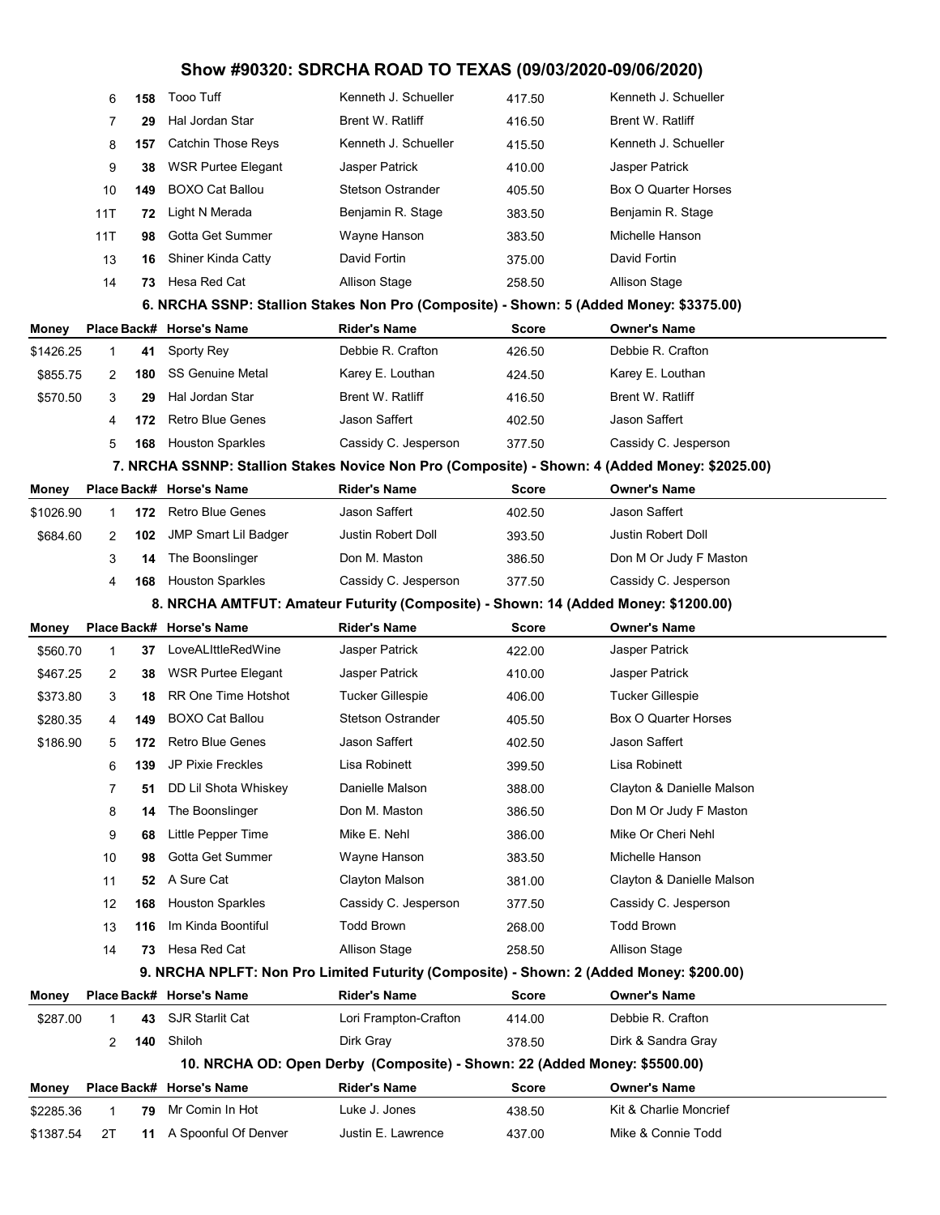# Show #90320: SDRCHA ROAD TO TEXAS (09/03/2020-09/06/2020)

| Money | Place | Back# | Horse's Name | Rider's Name | Score | Owner's Name |
|---|---|---|---|---|---|---|
| | 6 | 158 | Tooo Tuff | Kenneth J. Schueller | 417.50 | Kenneth J. Schueller |
| | 7 | 29 | Hal Jordan Star | Brent W. Ratliff | 416.50 | Brent W. Ratliff |
| | 8 | 157 | Catchin Those Reys | Kenneth J. Schueller | 415.50 | Kenneth J. Schueller |
| | 9 | 38 | WSR Purtee Elegant | Jasper Patrick | 410.00 | Jasper Patrick |
| | 10 | 149 | BOXO Cat Ballou | Stetson Ostrander | 405.50 | Box O Quarter Horses |
| | 11T | 72 | Light N Merada | Benjamin R. Stage | 383.50 | Benjamin R. Stage |
| | 11T | 98 | Gotta Get Summer | Wayne Hanson | 383.50 | Michelle Hanson |
| | 13 | 16 | Shiner Kinda Catty | David Fortin | 375.00 | David Fortin |
| | 14 | 73 | Hesa Red Cat | Allison Stage | 258.50 | Allison Stage |

### 6. NRCHA SSNP: Stallion Stakes Non Pro (Composite) - Shown: 5 (Added Money: $3375.00)

| Money | Place | Back# | Horse's Name | Rider's Name | Score | Owner's Name |
|---|---|---|---|---|---|---|
| $1426.25 | 1 | 41 | Sporty Rey | Debbie R. Crafton | 426.50 | Debbie R. Crafton |
| $855.75 | 2 | 180 | SS Genuine Metal | Karey E. Louthan | 424.50 | Karey E. Louthan |
| $570.50 | 3 | 29 | Hal Jordan Star | Brent W. Ratliff | 416.50 | Brent W. Ratliff |
| | 4 | 172 | Retro Blue Genes | Jason Saffert | 402.50 | Jason Saffert |
| | 5 | 168 | Houston Sparkles | Cassidy C. Jesperson | 377.50 | Cassidy C. Jesperson |

### 7. NRCHA SSNNP: Stallion Stakes Novice Non Pro (Composite) - Shown: 4 (Added Money: $2025.00)

| Money | Place | Back# | Horse's Name | Rider's Name | Score | Owner's Name |
|---|---|---|---|---|---|---|
| $1026.90 | 1 | 172 | Retro Blue Genes | Jason Saffert | 402.50 | Jason Saffert |
| $684.60 | 2 | 102 | JMP Smart Lil Badger | Justin Robert Doll | 393.50 | Justin Robert Doll |
| | 3 | 14 | The Boonslinger | Don M. Maston | 386.50 | Don M Or Judy F Maston |
| | 4 | 168 | Houston Sparkles | Cassidy C. Jesperson | 377.50 | Cassidy C. Jesperson |

### 8. NRCHA AMTFUT: Amateur Futurity (Composite) - Shown: 14 (Added Money: $1200.00)

| Money | Place | Back# | Horse's Name | Rider's Name | Score | Owner's Name |
|---|---|---|---|---|---|---|
| $560.70 | 1 | 37 | LoveALIttleRedWine | Jasper Patrick | 422.00 | Jasper Patrick |
| $467.25 | 2 | 38 | WSR Purtee Elegant | Jasper Patrick | 410.00 | Jasper Patrick |
| $373.80 | 3 | 18 | RR One Time Hotshot | Tucker Gillespie | 406.00 | Tucker Gillespie |
| $280.35 | 4 | 149 | BOXO Cat Ballou | Stetson Ostrander | 405.50 | Box O Quarter Horses |
| $186.90 | 5 | 172 | Retro Blue Genes | Jason Saffert | 402.50 | Jason Saffert |
| | 6 | 139 | JP Pixie Freckles | Lisa Robinett | 399.50 | Lisa Robinett |
| | 7 | 51 | DD Lil Shota Whiskey | Danielle Malson | 388.00 | Clayton & Danielle Malson |
| | 8 | 14 | The Boonslinger | Don M. Maston | 386.50 | Don M Or Judy F Maston |
| | 9 | 68 | Little Pepper Time | Mike E. Nehl | 386.00 | Mike Or Cheri Nehl |
| | 10 | 98 | Gotta Get Summer | Wayne Hanson | 383.50 | Michelle Hanson |
| | 11 | 52 | A Sure Cat | Clayton Malson | 381.00 | Clayton & Danielle Malson |
| | 12 | 168 | Houston Sparkles | Cassidy C. Jesperson | 377.50 | Cassidy C. Jesperson |
| | 13 | 116 | Im Kinda Boontiful | Todd Brown | 268.00 | Todd Brown |
| | 14 | 73 | Hesa Red Cat | Allison Stage | 258.50 | Allison Stage |

### 9. NRCHA NPLFT: Non Pro Limited Futurity (Composite) - Shown: 2 (Added Money: $200.00)

| Money | Place | Back# | Horse's Name | Rider's Name | Score | Owner's Name |
|---|---|---|---|---|---|---|
| $287.00 | 1 | 43 | SJR Starlit Cat | Lori Frampton-Crafton | 414.00 | Debbie R. Crafton |
| | 2 | 140 | Shiloh | Dirk Gray | 378.50 | Dirk & Sandra Gray |

### 10. NRCHA OD: Open Derby (Composite) - Shown: 22 (Added Money: $5500.00)

| Money | Place | Back# | Horse's Name | Rider's Name | Score | Owner's Name |
|---|---|---|---|---|---|---|
| $2285.36 | 1 | 79 | Mr Comin In Hot | Luke J. Jones | 438.50 | Kit & Charlie Moncrief |
| $1387.54 | 2T | 11 | A Spoonful Of Denver | Justin E. Lawrence | 437.00 | Mike & Connie Todd |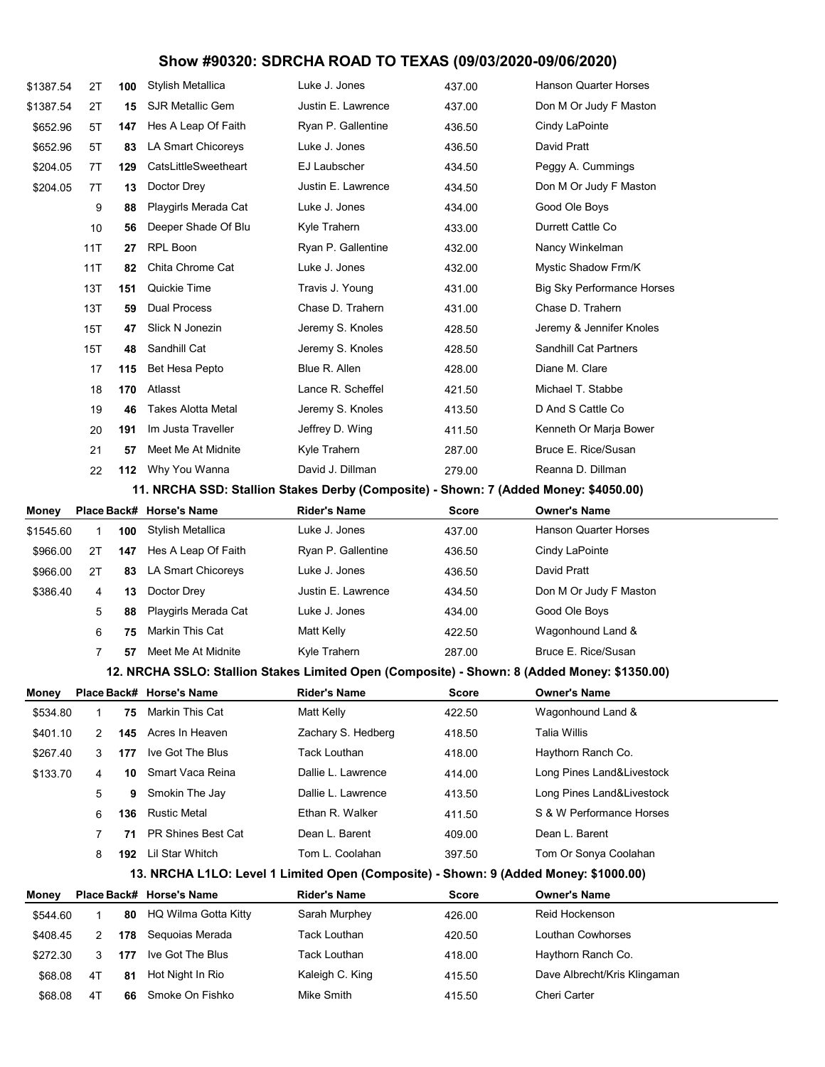# Show #90320: SDRCHA ROAD TO TEXAS (09/03/2020-09/06/2020)

| Money | Place | Back# | Horse's Name | Rider's Name | Score | Owner's Name |
|---|---|---|---|---|---|---|
| $1387.54 | 2T | 100 | Stylish Metallica | Luke J. Jones | 437.00 | Hanson Quarter Horses |
| $1387.54 | 2T | 15 | SJR Metallic Gem | Justin E. Lawrence | 437.00 | Don M Or Judy F Maston |
| $652.96 | 5T | 147 | Hes A Leap Of Faith | Ryan P. Gallentine | 436.50 | Cindy LaPointe |
| $652.96 | 5T | 83 | LA Smart Chicoreys | Luke J. Jones | 436.50 | David Pratt |
| $204.05 | 7T | 129 | CatsLittleSweetheart | EJ Laubscher | 434.50 | Peggy A. Cummings |
| $204.05 | 7T | 13 | Doctor Drey | Justin E. Lawrence | 434.50 | Don M Or Judy F Maston |
| | 9 | 88 | Playgirls Merada Cat | Luke J. Jones | 434.00 | Good Ole Boys |
| | 10 | 56 | Deeper Shade Of Blu | Kyle Trahern | 433.00 | Durrett Cattle Co |
| | 11T | 27 | RPL Boon | Ryan P. Gallentine | 432.00 | Nancy Winkelman |
| | 11T | 82 | Chita Chrome Cat | Luke J. Jones | 432.00 | Mystic Shadow Frm/K |
| | 13T | 151 | Quickie Time | Travis J. Young | 431.00 | Big Sky Performance Horses |
| | 13T | 59 | Dual Process | Chase D. Trahern | 431.00 | Chase D. Trahern |
| | 15T | 47 | Slick N Jonezin | Jeremy S. Knoles | 428.50 | Jeremy & Jennifer Knoles |
| | 15T | 48 | Sandhill Cat | Jeremy S. Knoles | 428.50 | Sandhill Cat Partners |
| | 17 | 115 | Bet Hesa Pepto | Blue R. Allen | 428.00 | Diane M. Clare |
| | 18 | 170 | Atlasst | Lance R. Scheffel | 421.50 | Michael T. Stabbe |
| | 19 | 46 | Takes Alotta Metal | Jeremy S. Knoles | 413.50 | D And S Cattle Co |
| | 20 | 191 | Im Justa Traveller | Jeffrey D. Wing | 411.50 | Kenneth Or Marja Bower |
| | 21 | 57 | Meet Me At Midnite | Kyle Trahern | 287.00 | Bruce E. Rice/Susan |
| | 22 | 112 | Why You Wanna | David J. Dillman | 279.00 | Reanna D. Dillman |

## 11. NRCHA SSD: Stallion Stakes Derby (Composite) - Shown: 7 (Added Money: $4050.00)

| Money | Place | Back# | Horse's Name | Rider's Name | Score | Owner's Name |
|---|---|---|---|---|---|---|
| $1545.60 | 1 | 100 | Stylish Metallica | Luke J. Jones | 437.00 | Hanson Quarter Horses |
| $966.00 | 2T | 147 | Hes A Leap Of Faith | Ryan P. Gallentine | 436.50 | Cindy LaPointe |
| $966.00 | 2T | 83 | LA Smart Chicoreys | Luke J. Jones | 436.50 | David Pratt |
| $386.40 | 4 | 13 | Doctor Drey | Justin E. Lawrence | 434.50 | Don M Or Judy F Maston |
| | 5 | 88 | Playgirls Merada Cat | Luke J. Jones | 434.00 | Good Ole Boys |
| | 6 | 75 | Markin This Cat | Matt Kelly | 422.50 | Wagonhound Land & |
| | 7 | 57 | Meet Me At Midnite | Kyle Trahern | 287.00 | Bruce E. Rice/Susan |

## 12. NRCHA SSLO: Stallion Stakes Limited Open (Composite) - Shown: 8 (Added Money: $1350.00)

| Money | Place | Back# | Horse's Name | Rider's Name | Score | Owner's Name |
|---|---|---|---|---|---|---|
| $534.80 | 1 | 75 | Markin This Cat | Matt Kelly | 422.50 | Wagonhound Land & |
| $401.10 | 2 | 145 | Acres In Heaven | Zachary S. Hedberg | 418.50 | Talia Willis |
| $267.40 | 3 | 177 | Ive Got The Blus | Tack Louthan | 418.00 | Haythorn Ranch Co. |
| $133.70 | 4 | 10 | Smart Vaca Reina | Dallie L. Lawrence | 414.00 | Long Pines Land&Livestock |
| | 5 | 9 | Smokin The Jay | Dallie L. Lawrence | 413.50 | Long Pines Land&Livestock |
| | 6 | 136 | Rustic Metal | Ethan R. Walker | 411.50 | S & W Performance Horses |
| | 7 | 71 | PR Shines Best Cat | Dean L. Barent | 409.00 | Dean L. Barent |
| | 8 | 192 | Lil Star Whitch | Tom L. Coolahan | 397.50 | Tom Or Sonya Coolahan |

## 13. NRCHA L1LO: Level 1 Limited Open (Composite) - Shown: 9 (Added Money: $1000.00)

| Money | Place | Back# | Horse's Name | Rider's Name | Score | Owner's Name |
|---|---|---|---|---|---|---|
| $544.60 | 1 | 80 | HQ Wilma Gotta Kitty | Sarah Murphey | 426.00 | Reid Hockenson |
| $408.45 | 2 | 178 | Sequoias Merada | Tack Louthan | 420.50 | Louthan Cowhorses |
| $272.30 | 3 | 177 | Ive Got The Blus | Tack Louthan | 418.00 | Haythorn Ranch Co. |
| $68.08 | 4T | 81 | Hot Night In Rio | Kaleigh C. King | 415.50 | Dave Albrecht/Kris Klingaman |
| $68.08 | 4T | 66 | Smoke On Fishko | Mike Smith | 415.50 | Cheri Carter |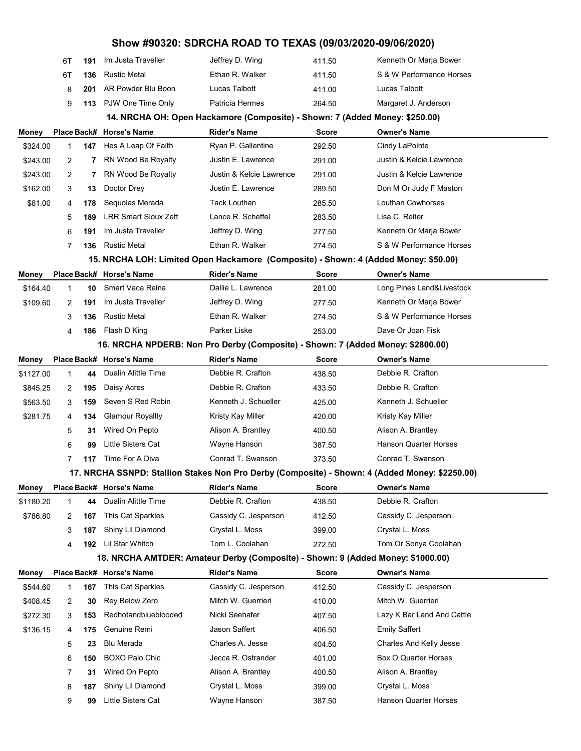# Show #90320: SDRCHA ROAD TO TEXAS (09/03/2020-09/06/2020)

| Money | Place | Back# | Horse's Name | Rider's Name | Score | Owner's Name |
|---|---|---|---|---|---|---|
| | 6T | 191 | Im Justa Traveller | Jeffrey D. Wing | 411.50 | Kenneth Or Marja Bower |
| | 6T | 136 | Rustic Metal | Ethan R. Walker | 411.50 | S & W Performance Horses |
| | 8 | 201 | AR Powder Blu Boon | Lucas Talbott | 411.00 | Lucas Talbott |
| | 9 | 113 | PJW One Time Only | Patricia Hermes | 264.50 | Margaret J. Anderson |

### 14. NRCHA OH: Open Hackamore (Composite) - Shown: 7 (Added Money: $250.00)

| Money | Place | Back# | Horse's Name | Rider's Name | Score | Owner's Name |
|---|---|---|---|---|---|---|
| $324.00 | 1 | 147 | Hes A Leap Of Faith | Ryan P. Gallentine | 292.50 | Cindy LaPointe |
| $243.00 | 2 | 7 | RN Wood Be Royalty | Justin E. Lawrence | 291.00 | Justin & Kelcie Lawrence |
| $243.00 | 2 | 7 | RN Wood Be Royalty | Justin & Kelcie Lawrence | 291.00 | Justin & Kelcie Lawrence |
| $162.00 | 3 | 13 | Doctor Drey | Justin E. Lawrence | 289.50 | Don M Or Judy F Maston |
| $81.00 | 4 | 178 | Sequoias Merada | Tack Louthan | 285.50 | Louthan Cowhorses |
| | 5 | 189 | LRR Smart Sioux Zett | Lance R. Scheffel | 283.50 | Lisa C. Reiter |
| | 6 | 191 | Im Justa Traveller | Jeffrey D. Wing | 277.50 | Kenneth Or Marja Bower |
| | 7 | 136 | Rustic Metal | Ethan R. Walker | 274.50 | S & W Performance Horses |

### 15. NRCHA LOH: Limited Open Hackamore (Composite) - Shown: 4 (Added Money: $50.00)

| Money | Place | Back# | Horse's Name | Rider's Name | Score | Owner's Name |
|---|---|---|---|---|---|---|
| $164.40 | 1 | 10 | Smart Vaca Reina | Dallie L. Lawrence | 281.00 | Long Pines Land&Livestock |
| $109.60 | 2 | 191 | Im Justa Traveller | Jeffrey D. Wing | 277.50 | Kenneth Or Marja Bower |
| | 3 | 136 | Rustic Metal | Ethan R. Walker | 274.50 | S & W Performance Horses |
| | 4 | 186 | Flash D King | Parker Liske | 253.00 | Dave Or Joan Fisk |

### 16. NRCHA NPDERB: Non Pro Derby (Composite) - Shown: 7 (Added Money: $2800.00)

| Money | Place | Back# | Horse's Name | Rider's Name | Score | Owner's Name |
|---|---|---|---|---|---|---|
| $1127.00 | 1 | 44 | Dualin Alittle Time | Debbie R. Crafton | 438.50 | Debbie R. Crafton |
| $845.25 | 2 | 195 | Daisy Acres | Debbie R. Crafton | 433.50 | Debbie R. Crafton |
| $563.50 | 3 | 159 | Seven S Red Robin | Kenneth J. Schueller | 425.00 | Kenneth J. Schueller |
| $281.75 | 4 | 134 | Glamour Royallty | Kristy Kay Miller | 420.00 | Kristy Kay Miller |
| | 5 | 31 | Wired On Pepto | Alison A. Brantley | 400.50 | Alison A. Brantley |
| | 6 | 99 | Little Sisters Cat | Wayne Hanson | 387.50 | Hanson Quarter Horses |
| | 7 | 117 | Time For A Diva | Conrad T. Swanson | 373.50 | Conrad T. Swanson |

### 17. NRCHA SSNPD: Stallion Stakes Non Pro Derby (Composite) - Shown: 4 (Added Money: $2250.00)

| Money | Place | Back# | Horse's Name | Rider's Name | Score | Owner's Name |
|---|---|---|---|---|---|---|
| $1180.20 | 1 | 44 | Dualin Alittle Time | Debbie R. Crafton | 438.50 | Debbie R. Crafton |
| $786.80 | 2 | 167 | This Cat Sparkles | Cassidy C. Jesperson | 412.50 | Cassidy C. Jesperson |
| | 3 | 187 | Shiny Lil Diamond | Crystal L. Moss | 399.00 | Crystal L. Moss |
| | 4 | 192 | Lil Star Whitch | Tom L. Coolahan | 272.50 | Tom Or Sonya Coolahan |

### 18. NRCHA AMTDER: Amateur Derby (Composite) - Shown: 9 (Added Money: $1000.00)

| Money | Place | Back# | Horse's Name | Rider's Name | Score | Owner's Name |
|---|---|---|---|---|---|---|
| $544.60 | 1 | 167 | This Cat Sparkles | Cassidy C. Jesperson | 412.50 | Cassidy C. Jesperson |
| $408.45 | 2 | 30 | Rey Below Zero | Mitch W. Guerrieri | 410.00 | Mitch W. Guerrieri |
| $272.30 | 3 | 153 | Redhotandblueblooded | Nicki Seehafer | 407.50 | Lazy K Bar Land And Cattle |
| $136.15 | 4 | 175 | Genuine Remi | Jason Saffert | 406.50 | Emily Saffert |
| | 5 | 23 | Blu Merada | Charles A. Jesse | 404.50 | Charles And Kelly Jesse |
| | 6 | 150 | BOXO Palo Chic | Jecca R. Ostrander | 401.00 | Box O Quarter Horses |
| | 7 | 31 | Wired On Pepto | Alison A. Brantley | 400.50 | Alison A. Brantley |
| | 8 | 187 | Shiny Lil Diamond | Crystal L. Moss | 399.00 | Crystal L. Moss |
| | 9 | 99 | Little Sisters Cat | Wayne Hanson | 387.50 | Hanson Quarter Horses |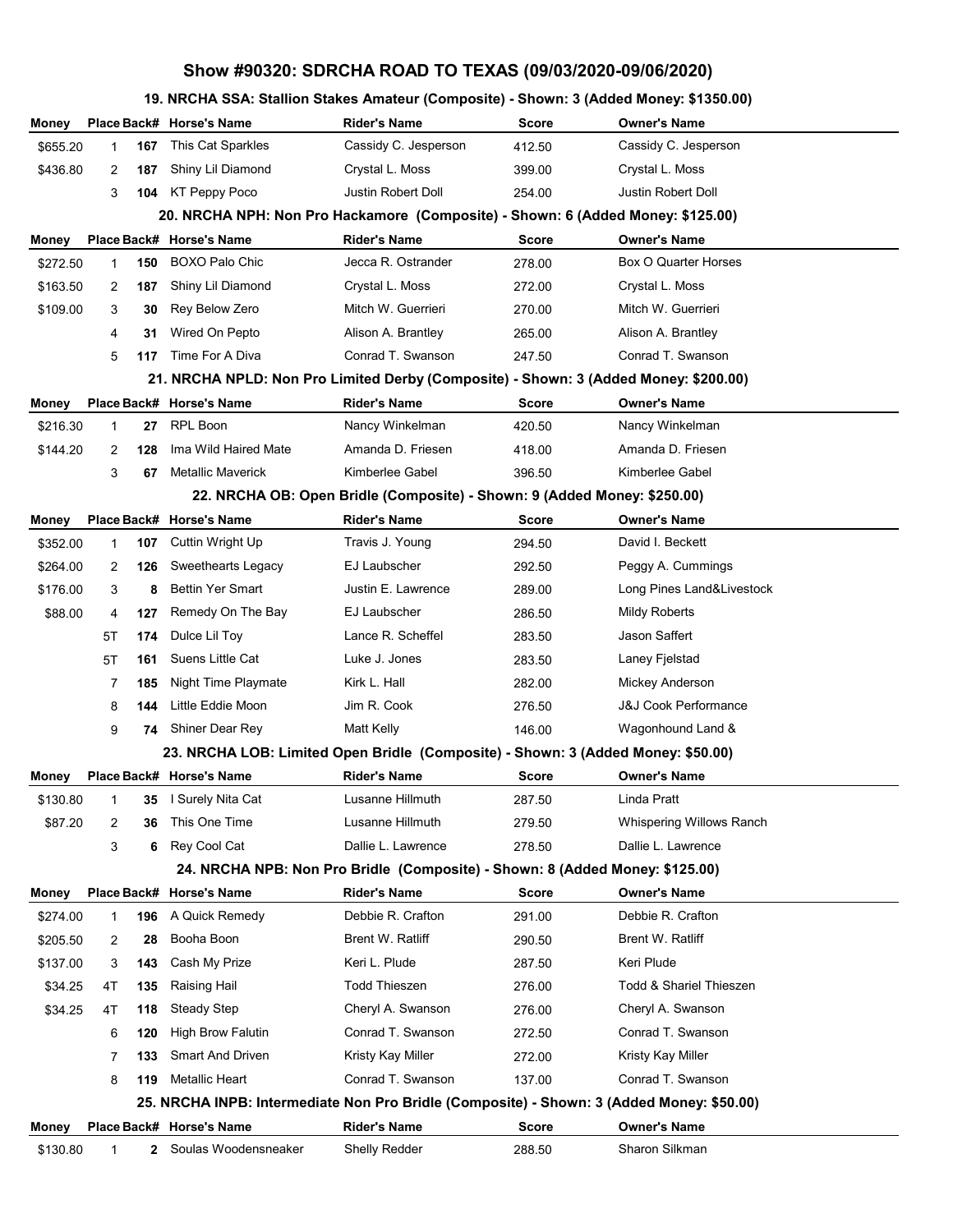# Show #90320: SDRCHA ROAD TO TEXAS (09/03/2020-09/06/2020)

## 19. NRCHA SSA: Stallion Stakes Amateur (Composite) - Shown: 3 (Added Money: $1350.00)

| Money | Place | Back# | Horse's Name | Rider's Name | Score | Owner's Name |
|---|---|---|---|---|---|---|
| $655.20 | 1 | 167 | This Cat Sparkles | Cassidy C. Jesperson | 412.50 | Cassidy C. Jesperson |
| $436.80 | 2 | 187 | Shiny Lil Diamond | Crystal L. Moss | 399.00 | Crystal L. Moss |
| | 3 | 104 | KT Peppy Poco | Justin Robert Doll | 254.00 | Justin Robert Doll |

## 20. NRCHA NPH: Non Pro Hackamore (Composite) - Shown: 6 (Added Money: $125.00)

| Money | Place | Back# | Horse's Name | Rider's Name | Score | Owner's Name |
|---|---|---|---|---|---|---|
| $272.50 | 1 | 150 | BOXO Palo Chic | Jecca R. Ostrander | 278.00 | Box O Quarter Horses |
| $163.50 | 2 | 187 | Shiny Lil Diamond | Crystal L. Moss | 272.00 | Crystal L. Moss |
| $109.00 | 3 | 30 | Rey Below Zero | Mitch W. Guerrieri | 270.00 | Mitch W. Guerrieri |
| | 4 | 31 | Wired On Pepto | Alison A. Brantley | 265.00 | Alison A. Brantley |
| | 5 | 117 | Time For A Diva | Conrad T. Swanson | 247.50 | Conrad T. Swanson |

## 21. NRCHA NPLD: Non Pro Limited Derby (Composite) - Shown: 3 (Added Money: $200.00)

| Money | Place | Back# | Horse's Name | Rider's Name | Score | Owner's Name |
|---|---|---|---|---|---|---|
| $216.30 | 1 | 27 | RPL Boon | Nancy Winkelman | 420.50 | Nancy Winkelman |
| $144.20 | 2 | 128 | Ima Wild Haired Mate | Amanda D. Friesen | 418.00 | Amanda D. Friesen |
| | 3 | 67 | Metallic Maverick | Kimberlee Gabel | 396.50 | Kimberlee Gabel |

## 22. NRCHA OB: Open Bridle (Composite) - Shown: 9 (Added Money: $250.00)

| Money | Place | Back# | Horse's Name | Rider's Name | Score | Owner's Name |
|---|---|---|---|---|---|---|
| $352.00 | 1 | 107 | Cuttin Wright Up | Travis J. Young | 294.50 | David I. Beckett |
| $264.00 | 2 | 126 | Sweethearts Legacy | EJ Laubscher | 292.50 | Peggy A. Cummings |
| $176.00 | 3 | 8 | Bettin Yer Smart | Justin E. Lawrence | 289.00 | Long Pines Land&Livestock |
| $88.00 | 4 | 127 | Remedy On The Bay | EJ Laubscher | 286.50 | Mildy Roberts |
| | 5T | 174 | Dulce Lil Toy | Lance R. Scheffel | 283.50 | Jason Saffert |
| | 5T | 161 | Suens Little Cat | Luke J. Jones | 283.50 | Laney Fjelstad |
| | 7 | 185 | Night Time Playmate | Kirk L. Hall | 282.00 | Mickey Anderson |
| | 8 | 144 | Little Eddie Moon | Jim R. Cook | 276.50 | J&J Cook Performance |
| | 9 | 74 | Shiner Dear Rey | Matt Kelly | 146.00 | Wagonhound Land & |

## 23. NRCHA LOB: Limited Open Bridle (Composite) - Shown: 3 (Added Money: $50.00)

| Money | Place | Back# | Horse's Name | Rider's Name | Score | Owner's Name |
|---|---|---|---|---|---|---|
| $130.80 | 1 | 35 | I Surely Nita Cat | Lusanne Hillmuth | 287.50 | Linda Pratt |
| $87.20 | 2 | 36 | This One Time | Lusanne Hillmuth | 279.50 | Whispering Willows Ranch |
| | 3 | 6 | Rey Cool Cat | Dallie L. Lawrence | 278.50 | Dallie L. Lawrence |

## 24. NRCHA NPB: Non Pro Bridle (Composite) - Shown: 8 (Added Money: $125.00)

| Money | Place | Back# | Horse's Name | Rider's Name | Score | Owner's Name |
|---|---|---|---|---|---|---|
| $274.00 | 1 | 196 | A Quick Remedy | Debbie R. Crafton | 291.00 | Debbie R. Crafton |
| $205.50 | 2 | 28 | Booha Boon | Brent W. Ratliff | 290.50 | Brent W. Ratliff |
| $137.00 | 3 | 143 | Cash My Prize | Keri L. Plude | 287.50 | Keri Plude |
| $34.25 | 4T | 135 | Raising Hail | Todd Thieszen | 276.00 | Todd & Shariel Thieszen |
| $34.25 | 4T | 118 | Steady Step | Cheryl A. Swanson | 276.00 | Cheryl A. Swanson |
| | 6 | 120 | High Brow Falutin | Conrad T. Swanson | 272.50 | Conrad T. Swanson |
| | 7 | 133 | Smart And Driven | Kristy Kay Miller | 272.00 | Kristy Kay Miller |
| | 8 | 119 | Metallic Heart | Conrad T. Swanson | 137.00 | Conrad T. Swanson |

## 25. NRCHA INPB: Intermediate Non Pro Bridle (Composite) - Shown: 3 (Added Money: $50.00)

| Money | Place | Back# | Horse's Name | Rider's Name | Score | Owner's Name |
|---|---|---|---|---|---|---|
| $130.80 | 1 | 2 | Soulas Woodensneaker | Shelly Redder | 288.50 | Sharon Silkman |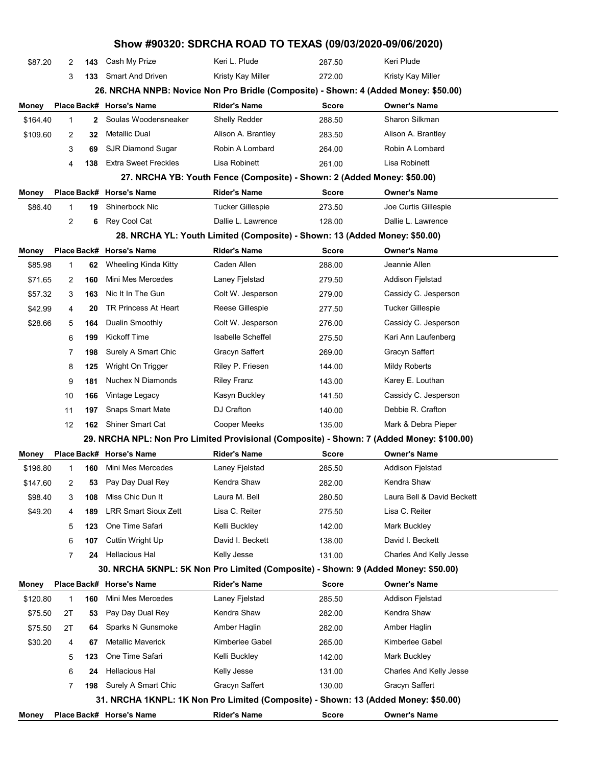# Show #90320: SDRCHA ROAD TO TEXAS (09/03/2020-09/06/2020)

| Money | Place | Back# | Horse's Name | Rider's Name | Score | Owner's Name |
|---|---|---|---|---|---|---|
| $87.20 | 2 | 143 | Cash My Prize | Keri L. Plude | 287.50 | Keri Plude |
| | 3 | 133 | Smart And Driven | Kristy Kay Miller | 272.00 | Kristy Kay Miller |

### 26. NRCHA NNPB: Novice Non Pro Bridle (Composite) - Shown: 4 (Added Money: $50.00)

| Money | Place | Back# | Horse's Name | Rider's Name | Score | Owner's Name |
|---|---|---|---|---|---|---|
| $164.40 | 1 | 2 | Soulas Woodensneaker | Shelly Redder | 288.50 | Sharon Silkman |
| $109.60 | 2 | 32 | Metallic Dual | Alison A. Brantley | 283.50 | Alison A. Brantley |
| | 3 | 69 | SJR Diamond Sugar | Robin A Lombard | 264.00 | Robin A Lombard |
| | 4 | 138 | Extra Sweet Freckles | Lisa Robinett | 261.00 | Lisa Robinett |

### 27. NRCHA YB: Youth Fence (Composite) - Shown: 2 (Added Money: $50.00)

| Money | Place | Back# | Horse's Name | Rider's Name | Score | Owner's Name |
|---|---|---|---|---|---|---|
| $86.40 | 1 | 19 | Shinerbock Nic | Tucker Gillespie | 273.50 | Joe Curtis Gillespie |
| | 2 | 6 | Rey Cool Cat | Dallie L. Lawrence | 128.00 | Dallie L. Lawrence |

### 28. NRCHA YL: Youth Limited (Composite) - Shown: 13 (Added Money: $50.00)

| Money | Place | Back# | Horse's Name | Rider's Name | Score | Owner's Name |
|---|---|---|---|---|---|---|
| $85.98 | 1 | 62 | Wheeling Kinda Kitty | Caden Allen | 288.00 | Jeannie Allen |
| $71.65 | 2 | 160 | Mini Mes Mercedes | Laney Fjelstad | 279.50 | Addison Fjelstad |
| $57.32 | 3 | 163 | Nic It In The Gun | Colt W. Jesperson | 279.00 | Cassidy C. Jesperson |
| $42.99 | 4 | 20 | TR Princess At Heart | Reese Gillespie | 277.50 | Tucker Gillespie |
| $28.66 | 5 | 164 | Dualin Smoothly | Colt W. Jesperson | 276.00 | Cassidy C. Jesperson |
| | 6 | 199 | Kickoff Time | Isabelle Scheffel | 275.50 | Kari Ann Laufenberg |
| | 7 | 198 | Surely A Smart Chic | Gracyn Saffert | 269.00 | Gracyn Saffert |
| | 8 | 125 | Wright On Trigger | Riley P. Friesen | 144.00 | Mildy Roberts |
| | 9 | 181 | Nuchex N Diamonds | Riley Franz | 143.00 | Karey E. Louthan |
| | 10 | 166 | Vintage Legacy | Kasyn Buckley | 141.50 | Cassidy C. Jesperson |
| | 11 | 197 | Snaps Smart Mate | DJ Crafton | 140.00 | Debbie R. Crafton |
| | 12 | 162 | Shiner Smart Cat | Cooper Meeks | 135.00 | Mark & Debra Pieper |

### 29. NRCHA NPL: Non Pro Limited Provisional (Composite) - Shown: 7 (Added Money: $100.00)

| Money | Place | Back# | Horse's Name | Rider's Name | Score | Owner's Name |
|---|---|---|---|---|---|---|
| $196.80 | 1 | 160 | Mini Mes Mercedes | Laney Fjelstad | 285.50 | Addison Fjelstad |
| $147.60 | 2 | 53 | Pay Day Dual Rey | Kendra Shaw | 282.00 | Kendra Shaw |
| $98.40 | 3 | 108 | Miss Chic Dun It | Laura M. Bell | 280.50 | Laura Bell & David Beckett |
| $49.20 | 4 | 189 | LRR Smart Sioux Zett | Lisa C. Reiter | 275.50 | Lisa C. Reiter |
| | 5 | 123 | One Time Safari | Kelli Buckley | 142.00 | Mark Buckley |
| | 6 | 107 | Cuttin Wright Up | David I. Beckett | 138.00 | David I. Beckett |
| | 7 | 24 | Hellacious Hal | Kelly Jesse | 131.00 | Charles And Kelly Jesse |

### 30. NRCHA 5KNPL: 5K Non Pro Limited (Composite) - Shown: 9 (Added Money: $50.00)

| Money | Place | Back# | Horse's Name | Rider's Name | Score | Owner's Name |
|---|---|---|---|---|---|---|
| $120.80 | 1 | 160 | Mini Mes Mercedes | Laney Fjelstad | 285.50 | Addison Fjelstad |
| $75.50 | 2T | 53 | Pay Day Dual Rey | Kendra Shaw | 282.00 | Kendra Shaw |
| $75.50 | 2T | 64 | Sparks N Gunsmoke | Amber Haglin | 282.00 | Amber Haglin |
| $30.20 | 4 | 67 | Metallic Maverick | Kimberlee Gabel | 265.00 | Kimberlee Gabel |
| | 5 | 123 | One Time Safari | Kelli Buckley | 142.00 | Mark Buckley |
| | 6 | 24 | Hellacious Hal | Kelly Jesse | 131.00 | Charles And Kelly Jesse |
| | 7 | 198 | Surely A Smart Chic | Gracyn Saffert | 130.00 | Gracyn Saffert |

### 31. NRCHA 1KNPL: 1K Non Pro Limited (Composite) - Shown: 13 (Added Money: $50.00)

| Money | Place | Back# | Horse's Name | Rider's Name | Score | Owner's Name |
|---|---|---|---|---|---|---|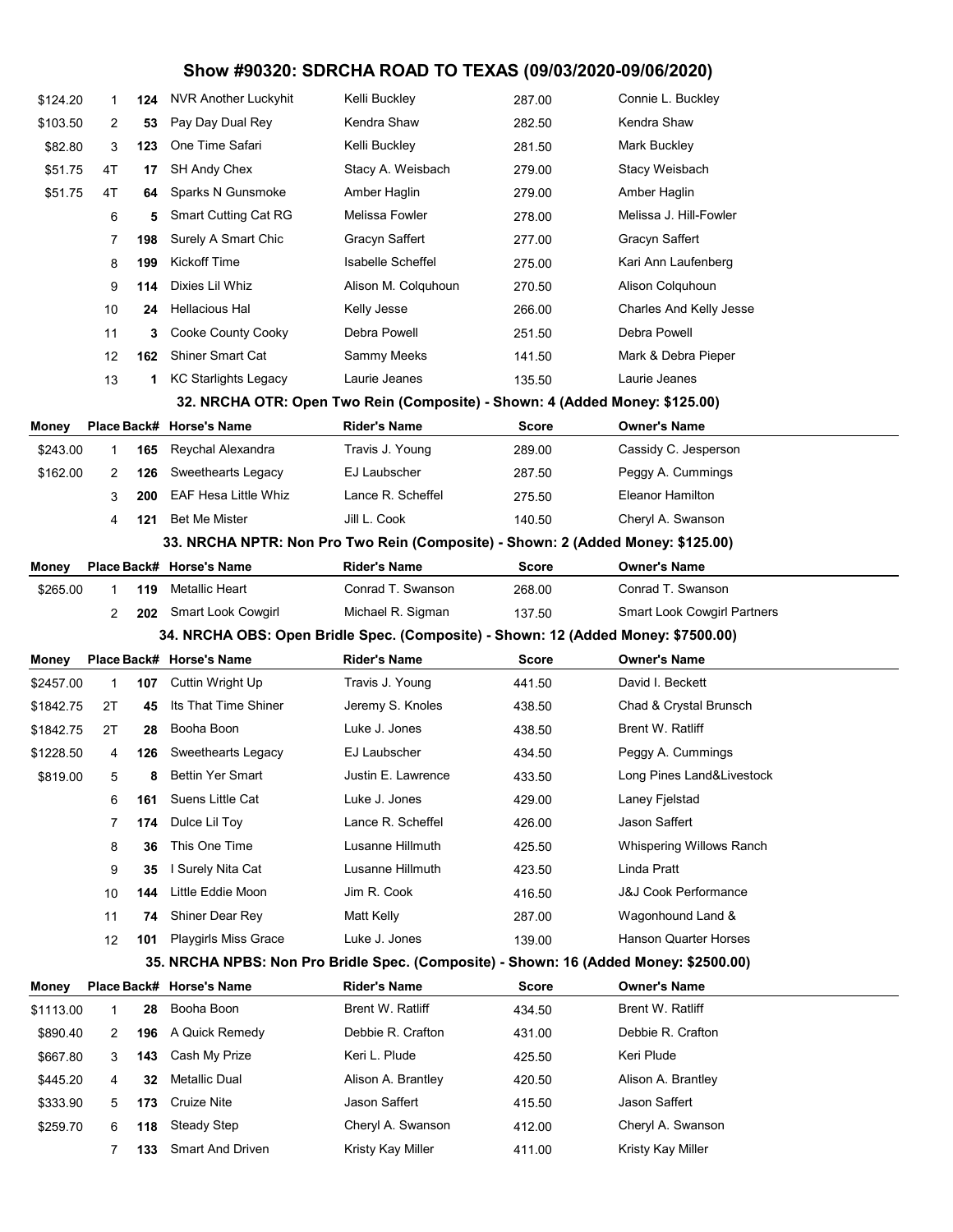# Show #90320: SDRCHA ROAD TO TEXAS (09/03/2020-09/06/2020)

| Money | Place | Back# | Horse's Name | Rider's Name | Score | Owner's Name |
|---|---|---|---|---|---|---|
| $124.20 | 1 | 124 | NVR Another Luckyhit | Kelli Buckley | 287.00 | Connie L. Buckley |
| $103.50 | 2 | 53 | Pay Day Dual Rey | Kendra Shaw | 282.50 | Kendra Shaw |
| $82.80 | 3 | 123 | One Time Safari | Kelli Buckley | 281.50 | Mark Buckley |
| $51.75 | 4T | 17 | SH Andy Chex | Stacy A. Weisbach | 279.00 | Stacy Weisbach |
| $51.75 | 4T | 64 | Sparks N Gunsmoke | Amber Haglin | 279.00 | Amber Haglin |
| | 6 | 5 | Smart Cutting Cat RG | Melissa Fowler | 278.00 | Melissa J. Hill-Fowler |
| | 7 | 198 | Surely A Smart Chic | Gracyn Saffert | 277.00 | Gracyn Saffert |
| | 8 | 199 | Kickoff Time | Isabelle Scheffel | 275.00 | Kari Ann Laufenberg |
| | 9 | 114 | Dixies Lil Whiz | Alison M. Colquhoun | 270.50 | Alison Colquhoun |
| | 10 | 24 | Hellacious Hal | Kelly Jesse | 266.00 | Charles And Kelly Jesse |
| | 11 | 3 | Cooke County Cooky | Debra Powell | 251.50 | Debra Powell |
| | 12 | 162 | Shiner Smart Cat | Sammy Meeks | 141.50 | Mark & Debra Pieper |
| | 13 | 1 | KC Starlights Legacy | Laurie Jeanes | 135.50 | Laurie Jeanes |

### 32. NRCHA OTR: Open Two Rein (Composite) - Shown: 4 (Added Money: $125.00)

| Money | Place | Back# | Horse's Name | Rider's Name | Score | Owner's Name |
|---|---|---|---|---|---|---|
| $243.00 | 1 | 165 | Reychal Alexandra | Travis J. Young | 289.00 | Cassidy C. Jesperson |
| $162.00 | 2 | 126 | Sweethearts Legacy | EJ Laubscher | 287.50 | Peggy A. Cummings |
| | 3 | 200 | EAF Hesa Little Whiz | Lance R. Scheffel | 275.50 | Eleanor Hamilton |
| | 4 | 121 | Bet Me Mister | Jill L. Cook | 140.50 | Cheryl A. Swanson |

### 33. NRCHA NPTR: Non Pro Two Rein (Composite) - Shown: 2 (Added Money: $125.00)

| Money | Place | Back# | Horse's Name | Rider's Name | Score | Owner's Name |
|---|---|---|---|---|---|---|
| $265.00 | 1 | 119 | Metallic Heart | Conrad T. Swanson | 268.00 | Conrad T. Swanson |
| | 2 | 202 | Smart Look Cowgirl | Michael R. Sigman | 137.50 | Smart Look Cowgirl Partners |

### 34. NRCHA OBS: Open Bridle Spec. (Composite) - Shown: 12 (Added Money: $7500.00)

| Money | Place | Back# | Horse's Name | Rider's Name | Score | Owner's Name |
|---|---|---|---|---|---|---|
| $2457.00 | 1 | 107 | Cuttin Wright Up | Travis J. Young | 441.50 | David I. Beckett |
| $1842.75 | 2T | 45 | Its That Time Shiner | Jeremy S. Knoles | 438.50 | Chad & Crystal Brunsch |
| $1842.75 | 2T | 28 | Booha Boon | Luke J. Jones | 438.50 | Brent W. Ratliff |
| $1228.50 | 4 | 126 | Sweethearts Legacy | EJ Laubscher | 434.50 | Peggy A. Cummings |
| $819.00 | 5 | 8 | Bettin Yer Smart | Justin E. Lawrence | 433.50 | Long Pines Land&Livestock |
| | 6 | 161 | Suens Little Cat | Luke J. Jones | 429.00 | Laney Fjelstad |
| | 7 | 174 | Dulce Lil Toy | Lance R. Scheffel | 426.00 | Jason Saffert |
| | 8 | 36 | This One Time | Lusanne Hillmuth | 425.50 | Whispering Willows Ranch |
| | 9 | 35 | I Surely Nita Cat | Lusanne Hillmuth | 423.50 | Linda Pratt |
| | 10 | 144 | Little Eddie Moon | Jim R. Cook | 416.50 | J&J Cook Performance |
| | 11 | 74 | Shiner Dear Rey | Matt Kelly | 287.00 | Wagonhound Land & |
| | 12 | 101 | Playgirls Miss Grace | Luke J. Jones | 139.00 | Hanson Quarter Horses |

### 35. NRCHA NPBS: Non Pro Bridle Spec. (Composite) - Shown: 16 (Added Money: $2500.00)

| Money | Place | Back# | Horse's Name | Rider's Name | Score | Owner's Name |
|---|---|---|---|---|---|---|
| $1113.00 | 1 | 28 | Booha Boon | Brent W. Ratliff | 434.50 | Brent W. Ratliff |
| $890.40 | 2 | 196 | A Quick Remedy | Debbie R. Crafton | 431.00 | Debbie R. Crafton |
| $667.80 | 3 | 143 | Cash My Prize | Keri L. Plude | 425.50 | Keri Plude |
| $445.20 | 4 | 32 | Metallic Dual | Alison A. Brantley | 420.50 | Alison A. Brantley |
| $333.90 | 5 | 173 | Cruize Nite | Jason Saffert | 415.50 | Jason Saffert |
| $259.70 | 6 | 118 | Steady Step | Cheryl A. Swanson | 412.00 | Cheryl A. Swanson |
| | 7 | 133 | Smart And Driven | Kristy Kay Miller | 411.00 | Kristy Kay Miller |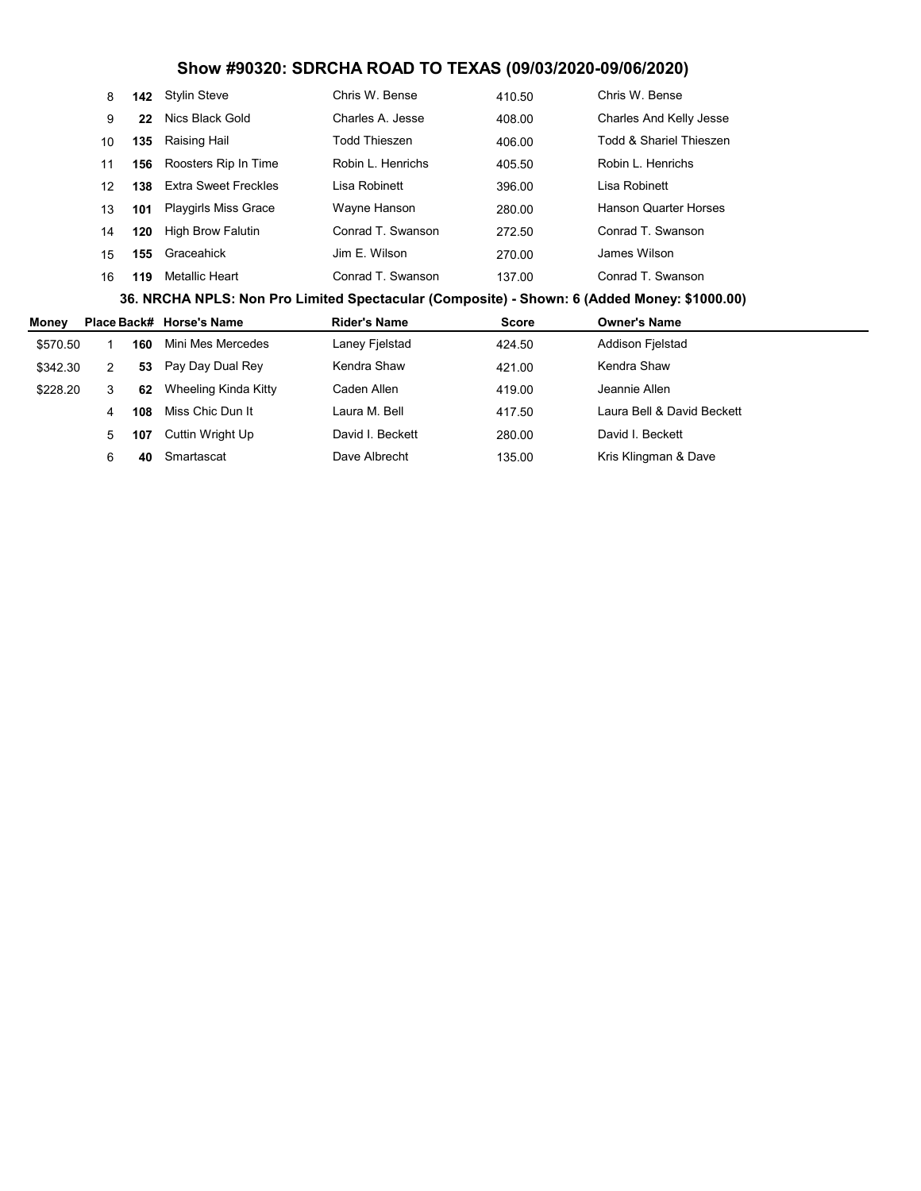# Show #90320: SDRCHA ROAD TO TEXAS (09/03/2020-09/06/2020)

| Money | Place | Back# | Horse's Name | Rider's Name | Score | Owner's Name |
|---|---|---|---|---|---|---|
| | 8 | **142** | Stylin Steve | Chris W. Bense | 410.50 | Chris W. Bense |
| | 9 | **22** | Nics Black Gold | Charles A. Jesse | 408.00 | Charles And Kelly Jesse |
| | 10 | **135** | Raising Hail | Todd Thieszen | 406.00 | Todd & Shariel Thieszen |
| | 11 | **156** | Roosters Rip In Time | Robin L. Henrichs | 405.50 | Robin L. Henrichs |
| | 12 | **138** | Extra Sweet Freckles | Lisa Robinett | 396.00 | Lisa Robinett |
| | 13 | **101** | Playgirls Miss Grace | Wayne Hanson | 280.00 | Hanson Quarter Horses |
| | 14 | **120** | High Brow Falutin | Conrad T. Swanson | 272.50 | Conrad T. Swanson |
| | 15 | **155** | Graceahick | Jim E. Wilson | 270.00 | James Wilson |
| | 16 | **119** | Metallic Heart | Conrad T. Swanson | 137.00 | Conrad T. Swanson |

### 36. NRCHA NPLS: Non Pro Limited Spectacular (Composite) - Shown: 6 (Added Money: $1000.00)

| Money | Place | Back# | Horse's Name | Rider's Name | Score | Owner's Name |
|---|---|---|---|---|---|---|
| $570.50 | 1 | **160** | Mini Mes Mercedes | Laney Fjelstad | 424.50 | Addison Fjelstad |
| $342.30 | 2 | **53** | Pay Day Dual Rey | Kendra Shaw | 421.00 | Kendra Shaw |
| $228.20 | 3 | **62** | Wheeling Kinda Kitty | Caden Allen | 419.00 | Jeannie Allen |
| | 4 | **108** | Miss Chic Dun It | Laura M. Bell | 417.50 | Laura Bell & David Beckett |
| | 5 | **107** | Cuttin Wright Up | David I. Beckett | 280.00 | David I. Beckett |
| | 6 | **40** | Smartascat | Dave Albrecht | 135.00 | Kris Klingman & Dave |